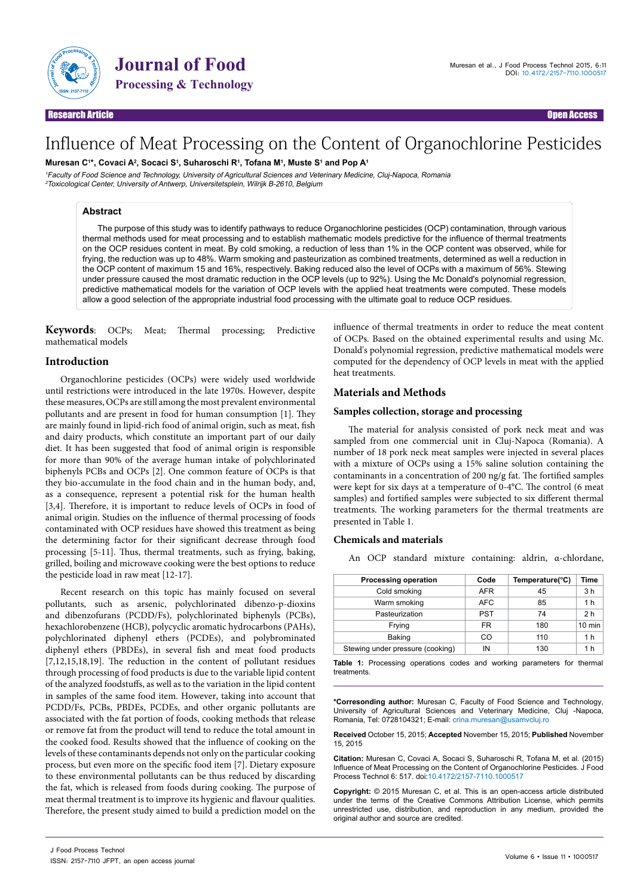Research Article | Open Access

# Influence of Meat Processing on the Content of Organochlorine Pesticides

**Muresan C[1]*, Covaci A[2], Socaci S[1], Suharoschi R[1], Tofana M[1], Muste S[1] and Pop A[1]**

[1]Faculty of Food Science and Technology, University of Agricultural Sciences and Veterinary Medicine, Cluj-Napoca, Romania
[2]Toxicological Center, University of Antwerp, Universiteitsplein, Wilrijk B-2610, Belgium

## Abstract

The purpose of this study was to identify pathways to reduce Organochlorine pesticides (OCP) contamination, through various thermal methods used for meat processing and to establish mathematic models predictive for the influence of thermal treatments on the OCP residues content in meat. By cold smoking, a reduction of less than 1% in the OCP content was observed, while for frying, the reduction was up to 48%. Warm smoking and pasteurization as combined treatments, determined as well a reduction in the OCP content of maximum 15 and 16%, respectively. Baking reduced also the level of OCPs with a maximum of 56%. Stewing under pressure caused the most dramatic reduction in the OCP levels (up to 92%). Using the Mc Donald's polynomial regression, predictive mathematical models for the variation of OCP levels with the applied heat treatments were computed. These models allow a good selection of the appropriate industrial food processing with the ultimate goal to reduce OCP residues.

**Keywords**: OCPs; Meat; Thermal processing; Predictive mathematical models

## Introduction

Organochlorine pesticides (OCPs) were widely used worldwide until restrictions were introduced in the late 1970s. However, despite these measures, OCPs are still among the most prevalent environmental pollutants and are present in food for human consumption [1]. They are mainly found in lipid-rich food of animal origin, such as meat, fish and dairy products, which constitute an important part of our daily diet. It has been suggested that food of animal origin is responsible for more than 90% of the average human intake of polychlorinated biphenyls PCBs and OCPs [2]. One common feature of OCPs is that they bio-accumulate in the food chain and in the human body, and, as a consequence, represent a potential risk for the human health [3,4]. Therefore, it is important to reduce levels of OCPs in food of animal origin. Studies on the influence of thermal processing of foods contaminated with OCP residues have showed this treatment as being the determining factor for their significant decrease through food processing [5-11]. Thus, thermal treatments, such as frying, baking, grilled, boiling and microwave cooking were the best options to reduce the pesticide load in raw meat [12-17].

Recent research on this topic has mainly focused on several pollutants, such as arsenic, polychlorinated dibenzo-p-dioxins and dibenzofurans (PCDD/Fs), polychlorinated biphenyls (PCBs), hexachlorobenzene (HCB), polycyclic aromatic hydrocarbons (PAHs), polychlorinated diphenyl ethers (PCDEs), and polybrominated diphenyl ethers (PBDEs), in several fish and meat food products [7,12,15,18,19]. The reduction in the content of pollutant residues through processing of food products is due to the variable lipid content of the analyzed foodstuffs, as well as to the variation in the lipid content in samples of the same food item. However, taking into account that PCDD/Fs, PCBs, PBDEs, PCDEs, and other organic pollutants are associated with the fat portion of foods, cooking methods that release or remove fat from the product will tend to reduce the total amount in the cooked food. Results showed that the influence of cooking on the levels of these contaminants depends not only on the particular cooking process, but even more on the specific food item [7]. Dietary exposure to these environmental pollutants can be thus reduced by discarding the fat, which is released from foods during cooking. The purpose of meat thermal treatment is to improve its hygienic and flavour qualities. Therefore, the present study aimed to build a prediction model on the influence of thermal treatments in order to reduce the meat content of OCPs. Based on the obtained experimental results and using Mc. Donald's polynomial regression, predictive mathematical models were computed for the dependency of OCP levels in meat with the applied heat treatments.

## Materials and Methods

### Samples collection, storage and processing

The material for analysis consisted of pork neck meat and was sampled from one commercial unit in Cluj-Napoca (Romania). A number of 18 pork neck meat samples were injected in several places with a mixture of OCPs using a 15% saline solution containing the contaminants in a concentration of 200 ng/g fat. The fortified samples were kept for six days at a temperature of 0-4°C. The control (6 meat samples) and fortified samples were subjected to six different thermal treatments. The working parameters for the thermal treatments are presented in Table 1.

| Processing operation | Code | Temperature(°C) | Time |
|---|---|---|---|
| Cold smoking | AFR | 45 | 3 h |
| Warm smoking | AFC | 85 | 1 h |
| Pasteurization | PST | 74 | 2 h |
| Frying | FR | 180 | 10 min |
| Baking | CO | 110 | 1 h |
| Stewing under pressure (cooking) | IN | 130 | 1 h |

Table 1: Processing operations codes and working parameters for thermal treatments.

### Chemicals and materials

An OCP standard mixture containing: aldrin, α-chlordane,

---

***Corresonding author:** Muresan C, Faculty of Food Science and Technology, University of Agricultural Sciences and Veterinary Medicine, Cluj -Napoca, Romania, Tel: 0728104321; E-mail: crina.muresan@usamvcluj.ro

**Received** October 15, 2015; **Accepted** November 15, 2015; **Published** November 15, 2015

**Citation:** Muresan C, Covaci A, Socaci S, Suharoschi R, Tofana M, et al. (2015) Influence of Meat Processing on the Content of Organochlorine Pesticides. J Food Process Technol 6: 517. doi:10.4172/2157-7110.1000517

**Copyright:** © 2015 Muresan C, et al. This is an open-access article distributed under the terms of the Creative Commons Attribution License, which permits unrestricted use, distribution, and reproduction in any medium, provided the original author and source are credited.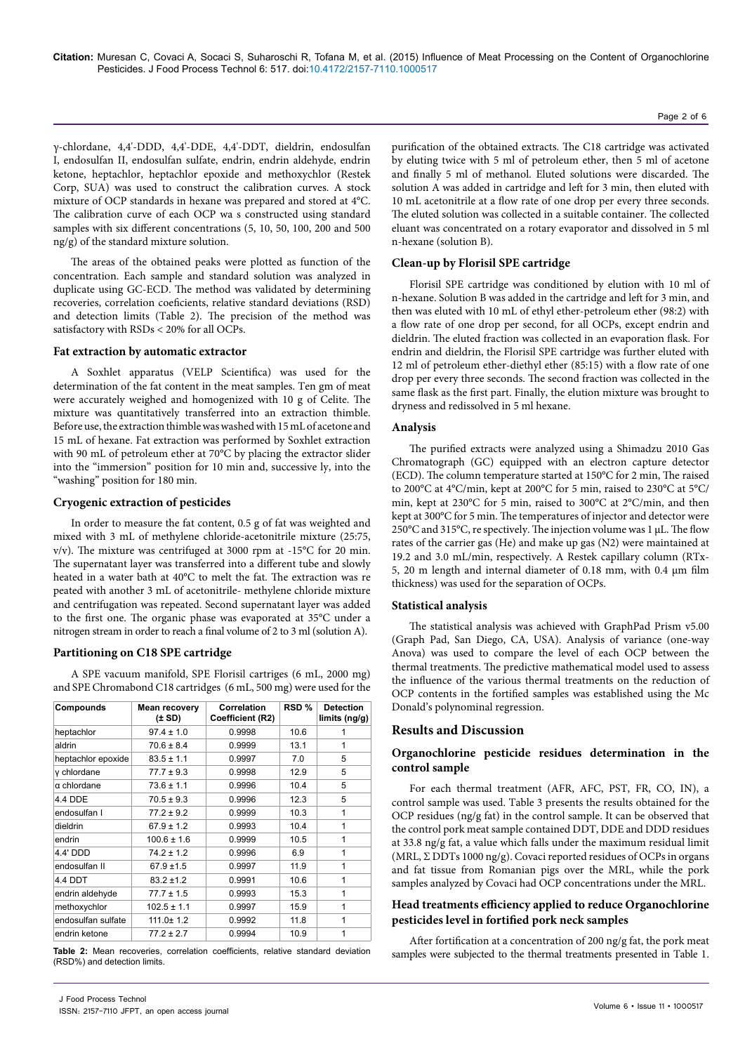γ-chlordane, 4,4'-DDD, 4,4'-DDE, 4,4'-DDT, dieldrin, endosulfan I, endosulfan II, endosulfan sulfate, endrin, endrin aldehyde, endrin ketone, heptachlor, heptachlor epoxide and methoxychlor (Restek Corp, SUA) was used to construct the calibration curves. A stock mixture of OCP standards in hexane was prepared and stored at 4°C. The calibration curve of each OCP wa s constructed using standard samples with six different concentrations (5, 10, 50, 100, 200 and 500 ng/g) of the standard mixture solution.

The areas of the obtained peaks were plotted as function of the concentration. Each sample and standard solution was analyzed in duplicate using GC-ECD. The method was validated by determining recoveries, correlation coeficients, relative standard deviations (RSD) and detection limits (Table 2). The precision of the method was satisfactory with RSDs < 20% for all OCPs.

### Fat extraction by automatic extractor

A Soxhlet apparatus (VELP Scientifica) was used for the determination of the fat content in the meat samples. Ten gm of meat were accurately weighed and homogenized with 10 g of Celite. The mixture was quantitatively transferred into an extraction thimble. Before use, the extraction thimble was washed with 15 mL of acetone and 15 mL of hexane. Fat extraction was performed by Soxhlet extraction with 90 mL of petroleum ether at 70°C by placing the extractor slider into the "immersion" position for 10 min and, successive ly, into the "washing" position for 180 min.

### Cryogenic extraction of pesticides

In order to measure the fat content, 0.5 g of fat was weighted and mixed with 3 mL of methylene chloride-acetonitrile mixture (25:75, v/v). The mixture was centrifuged at 3000 rpm at -15°C for 20 min. The supernatant layer was transferred into a different tube and slowly heated in a water bath at 40°C to melt the fat. The extraction was re peated with another 3 mL of acetonitrile- methylene chloride mixture and centrifugation was repeated. Second supernatant layer was added to the first one. The organic phase was evaporated at 35°C under a nitrogen stream in order to reach a final volume of 2 to 3 ml (solution A).

### Partitioning on C18 SPE cartridge

A SPE vacuum manifold, SPE Florisil cartriges (6 mL, 2000 mg) and SPE Chromabond C18 cartridges (6 mL, 500 mg) were used for the purification of the obtained extracts. The C18 cartridge was activated by eluting twice with 5 ml of petroleum ether, then 5 ml of acetone and finally 5 ml of methanol. Eluted solutions were discarded. The solution A was added in cartridge and left for 3 min, then eluted with 10 mL acetonitrile at a flow rate of one drop per every three seconds. The eluted solution was collected in a suitable container. The collected eluant was concentrated on a rotary evaporator and dissolved in 5 ml n-hexane (solution B).

| Compounds | Mean recovery (± SD) | Correlation Coefficient (R2) | RSD % | Detection limits (ng/g) |
|---|---|---|---|---|
| heptachlor | 97.4 ± 1.0 | 0.9998 | 10.6 | 1 |
| aldrin | 70.6 ± 8.4 | 0.9999 | 13.1 | 1 |
| heptachlor epoxide | 83.5 ± 1.1 | 0.9997 | 7.0 | 5 |
| γ chlordane | 77.7 ± 9.3 | 0.9998 | 12.9 | 5 |
| α chlordane | 73.6 ± 1.1 | 0.9996 | 10.4 | 5 |
| 4.4 DDE | 70.5 ± 9.3 | 0.9996 | 12.3 | 5 |
| endosulfan I | 77.2 ± 9.2 | 0.9999 | 10.3 | 1 |
| dieldrin | 67.9 ± 1.2 | 0.9993 | 10.4 | 1 |
| endrin | 100.6 ± 1.6 | 0.9999 | 10.5 | 1 |
| 4.4' DDD | 74.2 ± 1.2 | 0.9996 | 6.9 | 1 |
| endosulfan II | 67.9 ±1.5 | 0.9997 | 11.9 | 1 |
| 4.4 DDT | 83.2 ±1.2 | 0.9991 | 10.6 | 1 |
| endrin aldehyde | 77.7 ± 1.5 | 0.9993 | 15.3 | 1 |
| methoxychlor | 102.5 ± 1.1 | 0.9997 | 15.9 | 1 |
| endosulfan sulfate | 111.0± 1.2 | 0.9992 | 11.8 | 1 |
| endrin ketone | 77.2 ± 2.7 | 0.9994 | 10.9 | 1 |

**Table 2:** Mean recoveries, correlation coefficients, relative standard deviation (RSD%) and detection limits.

### Clean-up by Florisil SPE cartridge

Florisil SPE cartridge was conditioned by elution with 10 ml of n-hexane. Solution B was added in the cartridge and left for 3 min, and then was eluted with 10 mL of ethyl ether-petroleum ether (98:2) with a flow rate of one drop per second, for all OCPs, except endrin and dieldrin. The eluted fraction was collected in an evaporation flask. For endrin and dieldrin, the Florisil SPE cartridge was further eluted with 12 ml of petroleum ether-diethyl ether (85:15) with a flow rate of one drop per every three seconds. The second fraction was collected in the same flask as the first part. Finally, the elution mixture was brought to dryness and redissolved in 5 ml hexane.

### Analysis

The purified extracts were analyzed using a Shimadzu 2010 Gas Chromatograph (GC) equipped with an electron capture detector (ECD). The column temperature started at 150°C for 2 min, The raised to 200°C at 4°C/min, kept at 200°C for 5 min, raised to 230°C at 5°C/min, kept at 230°C for 5 min, raised to 300°C at 2°C/min, and then kept at 300°C for 5 min. The temperatures of injector and detector were 250°C and 315°C, re spectively. The injection volume was 1 μL. The flow rates of the carrier gas (He) and make up gas ($N_2$) were maintained at 19.2 and 3.0 mL/min, respectively. A Restek capillary column (RTx-5, 20 m length and internal diameter of 0.18 mm, with 0.4 μm film thickness) was used for the separation of OCPs.

### Statistical analysis

The statistical analysis was achieved with GraphPad Prism v5.00 (Graph Pad, San Diego, CA, USA). Analysis of variance (one-way Anova) was used to compare the level of each OCP between the thermal treatments. The predictive mathematical model used to assess the influence of the various thermal treatments on the reduction of OCP contents in the fortified samples was established using the Mc Donald's polynominal regression.

## Results and Discussion

### Organochlorine pesticide residues determination in the control sample

For each thermal treatment (AFR, AFC, PST, FR, CO, IN), a control sample was used. Table 3 presents the results obtained for the OCP residues (ng/g fat) in the control sample. It can be observed that the control pork meat sample contained DDT, DDE and DDD residues at 33.8 ng/g fat, a value which falls under the maximum residual limit (MRL, Σ DDTs 1000 ng/g). Covaci reported residues of OCPs in organs and fat tissue from Romanian pigs over the MRL, while the pork samples analyzed by Covaci had OCP concentrations under the MRL.

### Head treatments efficiency applied to reduce Organochlorine pesticides level in fortified pork neck samples

After fortification at a concentration of 200 ng/g fat, the pork meat samples were subjected to the thermal treatments presented in Table 1.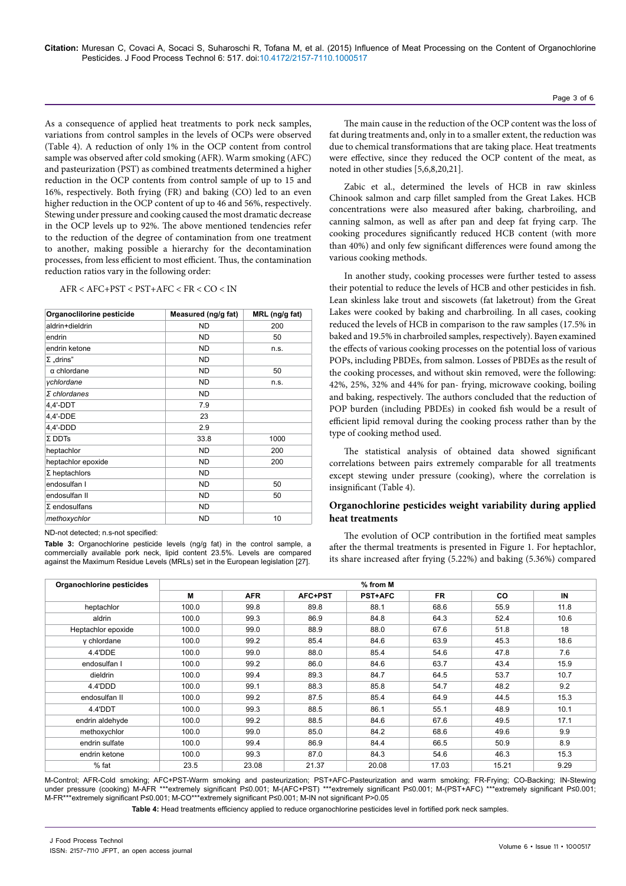As a consequence of applied heat treatments to pork neck samples, variations from control samples in the levels of OCPs were observed (Table 4). A reduction of only 1% in the OCP content from control sample was observed after cold smoking (AFR). Warm smoking (AFC) and pasteurization (PST) as combined treatments determined a higher reduction in the OCP contents from control sample of up to 15 and 16%, respectively. Both frying (FR) and baking (CO) led to an even higher reduction in the OCP content of up to 46 and 56%, respectively. Stewing under pressure and cooking caused the most dramatic decrease in the OCP levels up to 92%. The above mentioned tendencies refer to the reduction of the degree of contamination from one treatment to another, making possible a hierarchy for the decontamination processes, from less efficient to most efficient. Thus, the contamination reduction ratios vary in the following order:

AFR < AFC+PST < PST+AFC < FR < CO < IN

| Organoclilorine pesticide | Measured (ng/g fat) | MRL (ng/g fat) |
|---|---|---|
| aldrin+dieldrin | ND | 200 |
| endrin | ND | 50 |
| endrin ketone | ND | n.s. |
| Σ „drins" | ND | |
| α chlordane | ND | 50 |
| *γchlordane* | ND | n.s. |
| *Σ chlordanes* | ND | |
| 4,4'-DDT | 7.9 | |
| 4,4'-DDE | 23 | |
| 4,4'-DDD | 2.9 | |
| Σ DDTs | 33.8 | 1000 |
| heptachlor | ND | 200 |
| heptachlor epoxide | ND | 200 |
| Σ heptachlors | ND | |
| endosulfan I | ND | 50 |
| endosulfan II | ND | 50 |
| Σ endosulfans | ND | |
| *methoxychlor* | ND | 10 |

ND-not detected; n.s-not specified:

**Table 3:** Organochlorine pesticide levels (ng/g fat) in the control sample, a commercially available pork neck, lipid content 23.5%. Levels are compared against the Maximum Residue Levels (MRLs) set in the European legislation [27].

The main cause in the reduction of the OCP content was the loss of fat during treatments and, only in to a smaller extent, the reduction was due to chemical transformations that are taking place. Heat treatments were effective, since they reduced the OCP content of the meat, as noted in other studies [5,6,8,20,21].

Zabic et al., determined the levels of HCB in raw skinless Chinook salmon and carp fillet sampled from the Great Lakes. HCB concentrations were also measured after baking, charbroiling, and canning salmon, as well as after pan and deep fat frying carp. The cooking procedures significantly reduced HCB content (with more than 40%) and only few significant differences were found among the various cooking methods.

In another study, cooking processes were further tested to assess their potential to reduce the levels of HCB and other pesticides in fish. Lean skinless lake trout and siscowets (fat laketrout) from the Great Lakes were cooked by baking and charbroiling. In all cases, cooking reduced the levels of HCB in comparison to the raw samples (17.5% in baked and 19.5% in charbroiled samples, respectively). Bayen examined the effects of various cooking processes on the potential loss of various POPs, including PBDEs, from salmon. Losses of PBDEs as the result of the cooking processes, and without skin removed, were the following: 42%, 25%, 32% and 44% for pan- frying, microwave cooking, boiling and baking, respectively. The authors concluded that the reduction of POP burden (including PBDEs) in cooked fish would be a result of efficient lipid removal during the cooking process rather than by the type of cooking method used.

The statistical analysis of obtained data showed significant correlations between pairs extremely comparable for all treatments except stewing under pressure (cooking), where the correlation is insignificant (Table 4).

## Organochlorine pesticides weight variability during applied heat treatments

The evolution of OCP contribution in the fortified meat samples after the thermal treatments is presented in Figure 1. For heptachlor, its share increased after frying (5.22%) and baking (5.36%) compared

| Organochlorine pesticides | % from M | | | | | | |
|---|---|---|---|---|---|---|---|
| | M | AFR | AFC+PST | PST+AFC | FR | CO | IN |
| heptachlor | 100.0 | 99.8 | 89.8 | 88.1 | 68.6 | 55.9 | 11.8 |
| aldrin | 100.0 | 99.3 | 86.9 | 84.8 | 64.3 | 52.4 | 10.6 |
| Heptachlor epoxide | 100.0 | 99.0 | 88.9 | 88.0 | 67.6 | 51.8 | 18 |
| γ chlordane | 100.0 | 99.2 | 85.4 | 84.6 | 63.9 | 45.3 | 18.6 |
| 4.4'DDE | 100.0 | 99.0 | 88.0 | 85.4 | 54.6 | 47.8 | 7.6 |
| endosulfan I | 100.0 | 99.2 | 86.0 | 84.6 | 63.7 | 43.4 | 15.9 |
| dieldrin | 100.0 | 99.4 | 89.3 | 84.7 | 64.5 | 53.7 | 10.7 |
| 4.4'DDD | 100.0 | 99.1 | 88.3 | 85.8 | 54.7 | 48.2 | 9.2 |
| endosulfan II | 100.0 | 99.2 | 87.5 | 85.4 | 64.9 | 44.5 | 15.3 |
| 4.4'DDT | 100.0 | 99.3 | 88.5 | 86.1 | 55.1 | 48.9 | 10.1 |
| endrin aldehyde | 100.0 | 99.2 | 88.5 | 84.6 | 67.6 | 49.5 | 17.1 |
| methoxychlor | 100.0 | 99.0 | 85.0 | 84.2 | 68.6 | 49.6 | 9.9 |
| endrin sulfate | 100.0 | 99.4 | 86.9 | 84.4 | 66.5 | 50.9 | 8.9 |
| endrin ketone | 100.0 | 99.3 | 87.0 | 84.3 | 54.6 | 46.3 | 15.3 |
| % fat | 23.5 | 23.08 | 21.37 | 20.08 | 17.03 | 15.21 | 9.29 |

M-Control; AFR-Cold smoking; AFC+PST-Warm smoking and pasteurization; PST+AFC-Pasteurization and warm smoking; FR-Frying; CO-Backing; IN-Stewing under pressure (cooking) M-AFR ***extremely significant P≤0.001; M-(AFC+PST) ***extremely significant P≤0.001; M-(PST+AFC) ***extremely significant P≤0.001; M-FR***extremely significant P≤0.001; M-CO***extremely significant P≤0.001; M-IN not significant P>0.05

**Table 4:** Head treatments efficiency applied to reduce organochlorine pesticides level in fortified pork neck samples.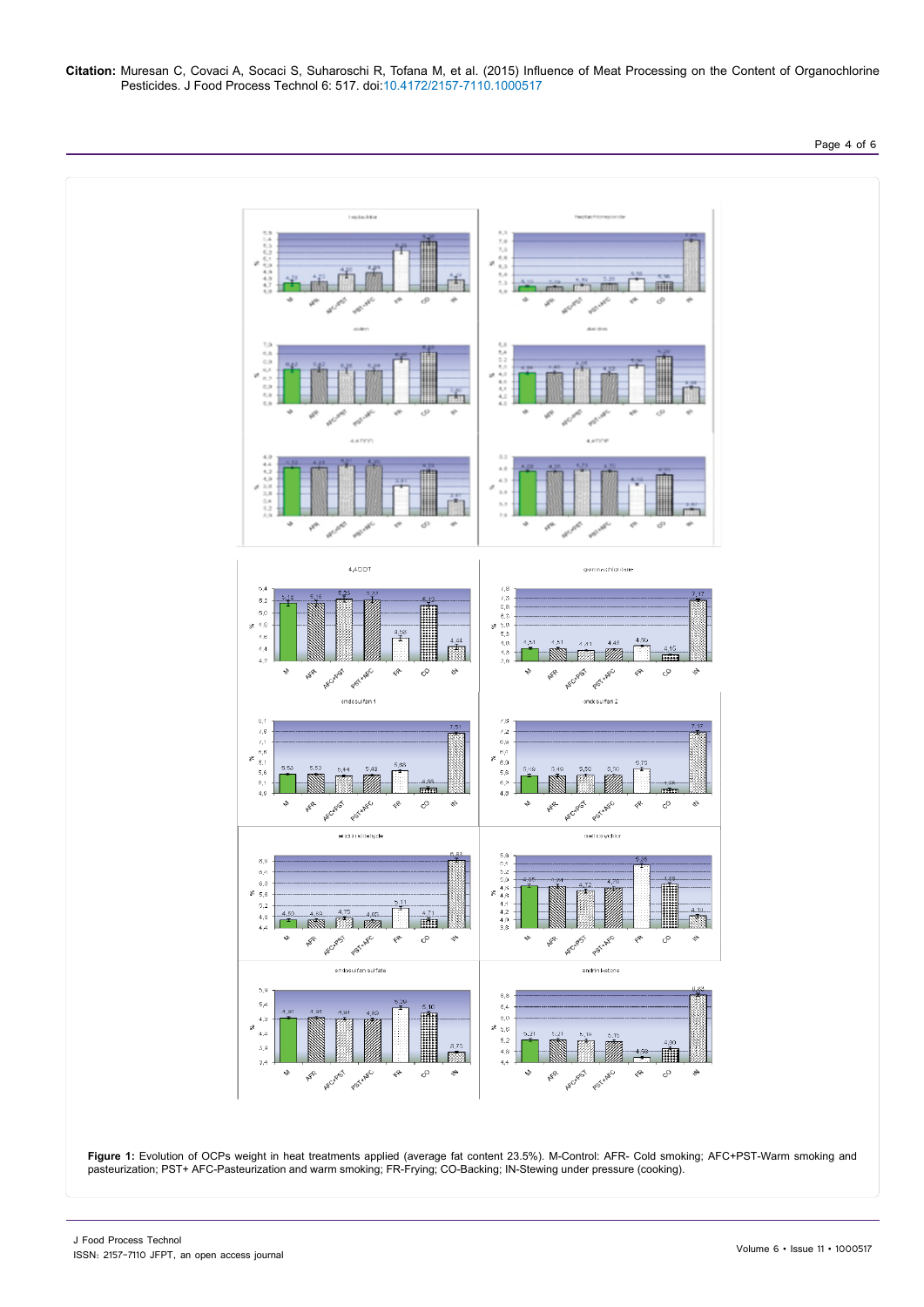**Figure 1:** Evolution of OCPs weight in heat treatments applied (average fat content 23.5%). M-Control: AFR- Cold smoking; AFC+PST-Warm smoking and pasteurization; PST+ AFC-Pasteurization and warm smoking; FR-Frying; CO-Backing; IN-Stewing under pressure (cooking).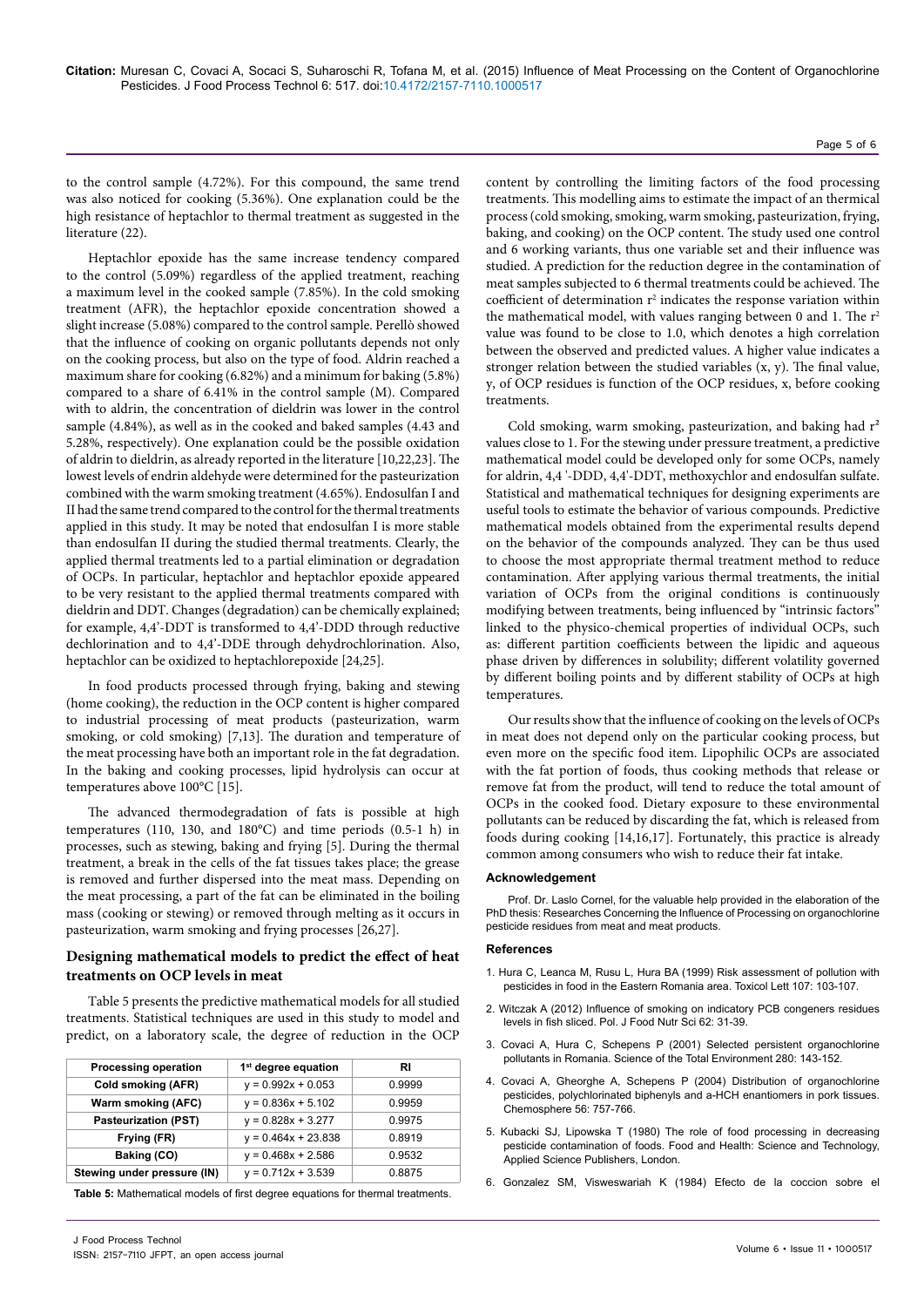to the control sample (4.72%). For this compound, the same trend was also noticed for cooking (5.36%). One explanation could be the high resistance of heptachlor to thermal treatment as suggested in the literature (22).

Heptachlor epoxide has the same increase tendency compared to the control (5.09%) regardless of the applied treatment, reaching a maximum level in the cooked sample (7.85%). In the cold smoking treatment (AFR), the heptachlor epoxide concentration showed a slight increase (5.08%) compared to the control sample. Perellò showed that the influence of cooking on organic pollutants depends not only on the cooking process, but also on the type of food. Aldrin reached a maximum share for cooking (6.82%) and a minimum for baking (5.8%) compared to a share of 6.41% in the control sample (M). Compared with to aldrin, the concentration of dieldrin was lower in the control sample (4.84%), as well as in the cooked and baked samples (4.43 and 5.28%, respectively). One explanation could be the possible oxidation of aldrin to dieldrin, as already reported in the literature [10,22,23]. The lowest levels of endrin aldehyde were determined for the pasteurization combined with the warm smoking treatment (4.65%). Endosulfan I and II had the same trend compared to the control for the thermal treatments applied in this study. It may be noted that endosulfan I is more stable than endosulfan II during the studied thermal treatments. Clearly, the applied thermal treatments led to a partial elimination or degradation of OCPs. In particular, heptachlor and heptachlor epoxide appeared to be very resistant to the applied thermal treatments compared with dieldrin and DDT. Changes (degradation) can be chemically explained; for example, 4,4'-DDT is transformed to 4,4'-DDD through reductive dechlorination and to 4,4'-DDE through dehydrochlorination. Also, heptachlor can be oxidized to heptachlorepoxide [24,25].

In food products processed through frying, baking and stewing (home cooking), the reduction in the OCP content is higher compared to industrial processing of meat products (pasteurization, warm smoking, or cold smoking) [7,13]. The duration and temperature of the meat processing have both an important role in the fat degradation. In the baking and cooking processes, lipid hydrolysis can occur at temperatures above 100°C [15].

The advanced thermodegradation of fats is possible at high temperatures (110, 130, and 180°C) and time periods (0.5-1 h) in processes, such as stewing, baking and frying [5]. During the thermal treatment, a break in the cells of the fat tissues takes place; the grease is removed and further dispersed into the meat mass. Depending on the meat processing, a part of the fat can be eliminated in the boiling mass (cooking or stewing) or removed through melting as it occurs in pasteurization, warm smoking and frying processes [26,27].

## Designing mathematical models to predict the effect of heat treatments on OCP levels in meat

Table 5 presents the predictive mathematical models for all studied treatments. Statistical techniques are used in this study to model and predict, on a laboratory scale, the degree of reduction in the OCP content by controlling the limiting factors of the food processing treatments. This modelling aims to estimate the impact of an thermical process (cold smoking, smoking, warm smoking, pasteurization, frying, baking, and cooking) on the OCP content. The study used one control and 6 working variants, thus one variable set and their influence was studied. A prediction for the reduction degree in the contamination of meat samples subjected to 6 thermal treatments could be achieved. The coefficient of determination $r^2$ indicates the response variation within the mathematical model, with values ranging between 0 and 1. The $r^2$ value was found to be close to 1.0, which denotes a high correlation between the observed and predicted values. A higher value indicates a stronger relation between the studied variables (x, y). The final value, y, of OCP residues is function of the OCP residues, x, before cooking treatments.

| Processing operation | 1st degree equation | RI |
|---|---|---|
| Cold smoking (AFR) | $y = 0.992x + 0.053$ | 0.9999 |
| Warm smoking (AFC) | $y = 0.836x + 5.102$ | 0.9959 |
| Pasteurization (PST) | $y = 0.828x + 3.277$ | 0.9975 |
| Frying (FR) | $y = 0.464x + 23.838$ | 0.8919 |
| Baking (CO) | $y = 0.468x + 2.586$ | 0.9532 |
| Stewing under pressure (IN) | $y = 0.712x + 3.539$ | 0.8875 |

**Table 5:** Mathematical models of first degree equations for thermal treatments.

Cold smoking, warm smoking, pasteurization, and baking had $r^2$ values close to 1. For the stewing under pressure treatment, a predictive mathematical model could be developed only for some OCPs, namely for aldrin, 4,4 '-DDD, 4,4'-DDT, methoxychlor and endosulfan sulfate. Statistical and mathematical techniques for designing experiments are useful tools to estimate the behavior of various compounds. Predictive mathematical models obtained from the experimental results depend on the behavior of the compounds analyzed. They can be thus used to choose the most appropriate thermal treatment method to reduce contamination. After applying various thermal treatments, the initial variation of OCPs from the original conditions is continuously modifying between treatments, being influenced by "intrinsic factors" linked to the physico-chemical properties of individual OCPs, such as: different partition coefficients between the lipidic and aqueous phase driven by differences in solubility; different volatility governed by different boiling points and by different stability of OCPs at high temperatures.

Our results show that the influence of cooking on the levels of OCPs in meat does not depend only on the particular cooking process, but even more on the specific food item. Lipophilic OCPs are associated with the fat portion of foods, thus cooking methods that release or remove fat from the product, will tend to reduce the total amount of OCPs in the cooked food. Dietary exposure to these environmental pollutants can be reduced by discarding the fat, which is released from foods during cooking [14,16,17]. Fortunately, this practice is already common among consumers who wish to reduce their fat intake.

### Acknowledgement

Prof. Dr. Laslo Cornel, for the valuable help provided in the elaboration of the PhD thesis: Researches Concerning the Influence of Processing on organochlorine pesticide residues from meat and meat products.

### References

1. Hura C, Leanca M, Rusu L, Hura BA (1999) Risk assessment of pollution with pesticides in food in the Eastern Romania area. Toxicol Lett 107: 103-107.
2. Witczak A (2012) Influence of smoking on indicatory PCB congeners residues levels in fish sliced. Pol. J Food Nutr Sci 62: 31-39.
3. Covaci A, Hura C, Schepens P (2001) Selected persistent organochlorine pollutants in Romania. Science of the Total Environment 280: 143-152.
4. Covaci A, Gheorghe A, Schepens P (2004) Distribution of organochlorine pesticides, polychlorinated biphenyls and a-HCH enantiomers in pork tissues. Chemosphere 56: 757-766.
5. Kubacki SJ, Lipowska T (1980) The role of food processing in decreasing pesticide contamination of foods. Food and Health: Science and Technology, Applied Science Publishers, London.
6. Gonzalez SM, Visweswariah K (1984) Efecto de la coccion sobre el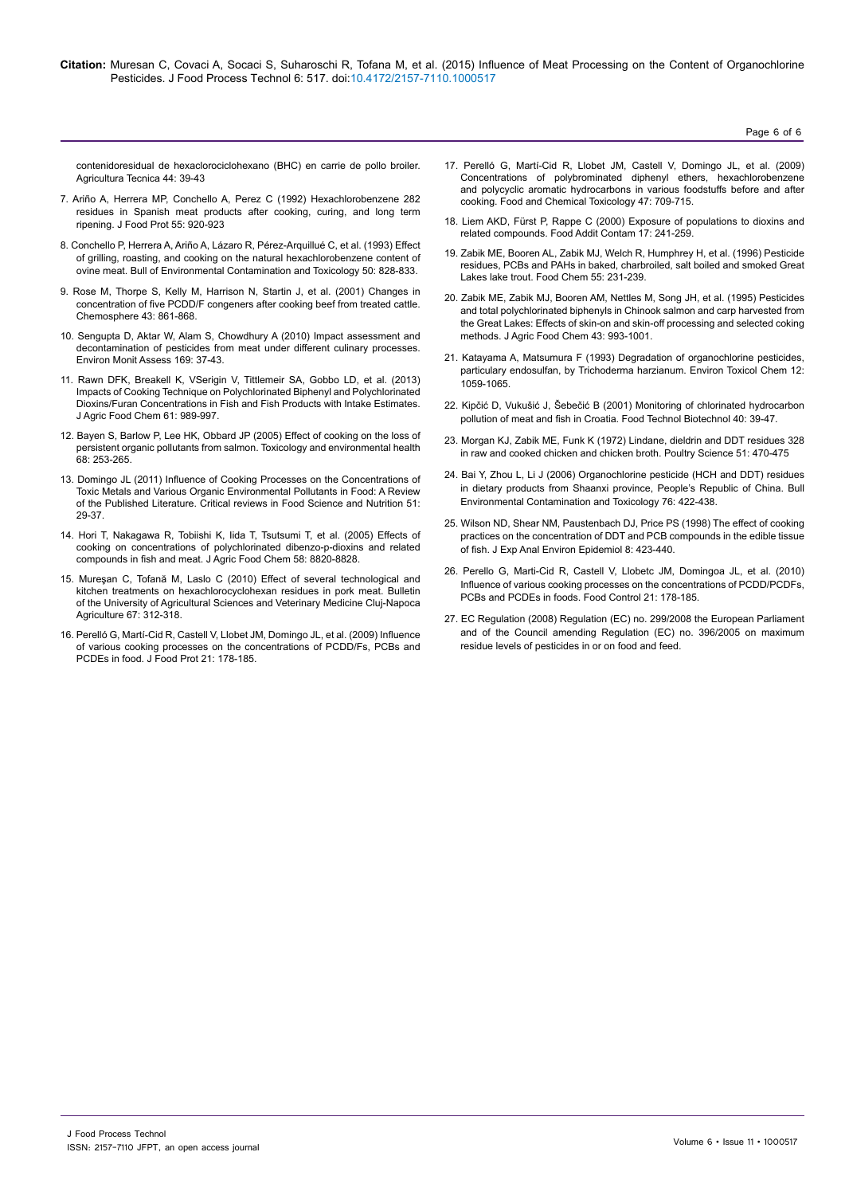contenidoresidual de hexaclorociclohexano (BHC) en carrie de pollo broiler. Agricultura Tecnica 44: 39-43

7. Ariño A, Herrera MP, Conchello A, Perez C (1992) Hexachlorobenzene 282 residues in Spanish meat products after cooking, curing, and long term ripening. J Food Prot 55: 920-923

8. Conchello P, Herrera A, Ariño A, Lázaro R, Pérez-Arquillué C, et al. (1993) Effect of grilling, roasting, and cooking on the natural hexachlorobenzene content of ovine meat. Bull of Environmental Contamination and Toxicology 50: 828-833.

9. Rose M, Thorpe S, Kelly M, Harrison N, Startin J, et al. (2001) Changes in concentration of five PCDD/F congeners after cooking beef from treated cattle. Chemosphere 43: 861-868.

10. Sengupta D, Aktar W, Alam S, Chowdhury A (2010) Impact assessment and decontamination of pesticides from meat under different culinary processes. Environ Monit Assess 169: 37-43.

11. Rawn DFK, Breakell K, VSerigin V, Tittlemeir SA, Gobbo LD, et al. (2013) Impacts of Cooking Technique on Polychlorinated Biphenyl and Polychlorinated Dioxins/Furan Concentrations in Fish and Fish Products with Intake Estimates. J Agric Food Chem 61: 989-997.

12. Bayen S, Barlow P, Lee HK, Obbard JP (2005) Effect of cooking on the loss of persistent organic pollutants from salmon. Toxicology and environmental health 68: 253-265.

13. Domingo JL (2011) Influence of Cooking Processes on the Concentrations of Toxic Metals and Various Organic Environmental Pollutants in Food: A Review of the Published Literature. Critical reviews in Food Science and Nutrition 51: 29-37.

14. Hori T, Nakagawa R, Tobiishi K, Iida T, Tsutsumi T, et al. (2005) Effects of cooking on concentrations of polychlorinated dibenzo-p-dioxins and related compounds in fish and meat. J Agric Food Chem 58: 8820-8828.

15. Mureşan C, Tofană M, Laslo C (2010) Effect of several technological and kitchen treatments on hexachlorocyclohexan residues in pork meat. Bulletin of the University of Agricultural Sciences and Veterinary Medicine Cluj-Napoca Agriculture 67: 312-318.

16. Perelló G, Martí-Cid R, Castell V, Llobet JM, Domingo JL, et al. (2009) Influence of various cooking processes on the concentrations of PCDD/Fs, PCBs and PCDEs in food. J Food Prot 21: 178-185.

17. Perelló G, Martí-Cid R, Llobet JM, Castell V, Domingo JL, et al. (2009) Concentrations of polybrominated diphenyl ethers, hexachlorobenzene and polycyclic aromatic hydrocarbons in various foodstuffs before and after cooking. Food and Chemical Toxicology 47: 709-715.

18. Liem AKD, Fürst P, Rappe C (2000) Exposure of populations to dioxins and related compounds. Food Addit Contam 17: 241-259.

19. Zabik ME, Booren AL, Zabik MJ, Welch R, Humphrey H, et al. (1996) Pesticide residues, PCBs and PAHs in baked, charbroiled, salt boiled and smoked Great Lakes lake trout. Food Chem 55: 231-239.

20. Zabik ME, Zabik MJ, Booren AM, Nettles M, Song JH, et al. (1995) Pesticides and total polychlorinated biphenyls in Chinook salmon and carp harvested from the Great Lakes: Effects of skin-on and skin-off processing and selected coking methods. J Agric Food Chem 43: 993-1001.

21. Katayama A, Matsumura F (1993) Degradation of organochlorine pesticides, particulary endosulfan, by Trichoderma harzianum. Environ Toxicol Chem 12: 1059-1065.

22. Kipčić D, Vukušić J, Šebečić B (2001) Monitoring of chlorinated hydrocarbon pollution of meat and fish in Croatia. Food Technol Biotechnol 40: 39-47.

23. Morgan KJ, Zabik ME, Funk K (1972) Lindane, dieldrin and DDT residues 328 in raw and cooked chicken and chicken broth. Poultry Science 51: 470-475

24. Bai Y, Zhou L, Li J (2006) Organochlorine pesticide (HCH and DDT) residues in dietary products from Shaanxi province, People's Republic of China. Bull Environmental Contamination and Toxicology 76: 422-438.

25. Wilson ND, Shear NM, Paustenbach DJ, Price PS (1998) The effect of cooking practices on the concentration of DDT and PCB compounds in the edible tissue of fish. J Exp Anal Environ Epidemiol 8: 423-440.

26. Perello G, Marti-Cid R, Castell V, Llobetc JM, Domingoa JL, et al. (2010) Influence of various cooking processes on the concentrations of PCDD/PCDFs, PCBs and PCDEs in foods. Food Control 21: 178-185.

27. EC Regulation (2008) Regulation (EC) no. 299/2008 the European Parliament and of the Council amending Regulation (EC) no. 396/2005 on maximum residue levels of pesticides in or on food and feed.